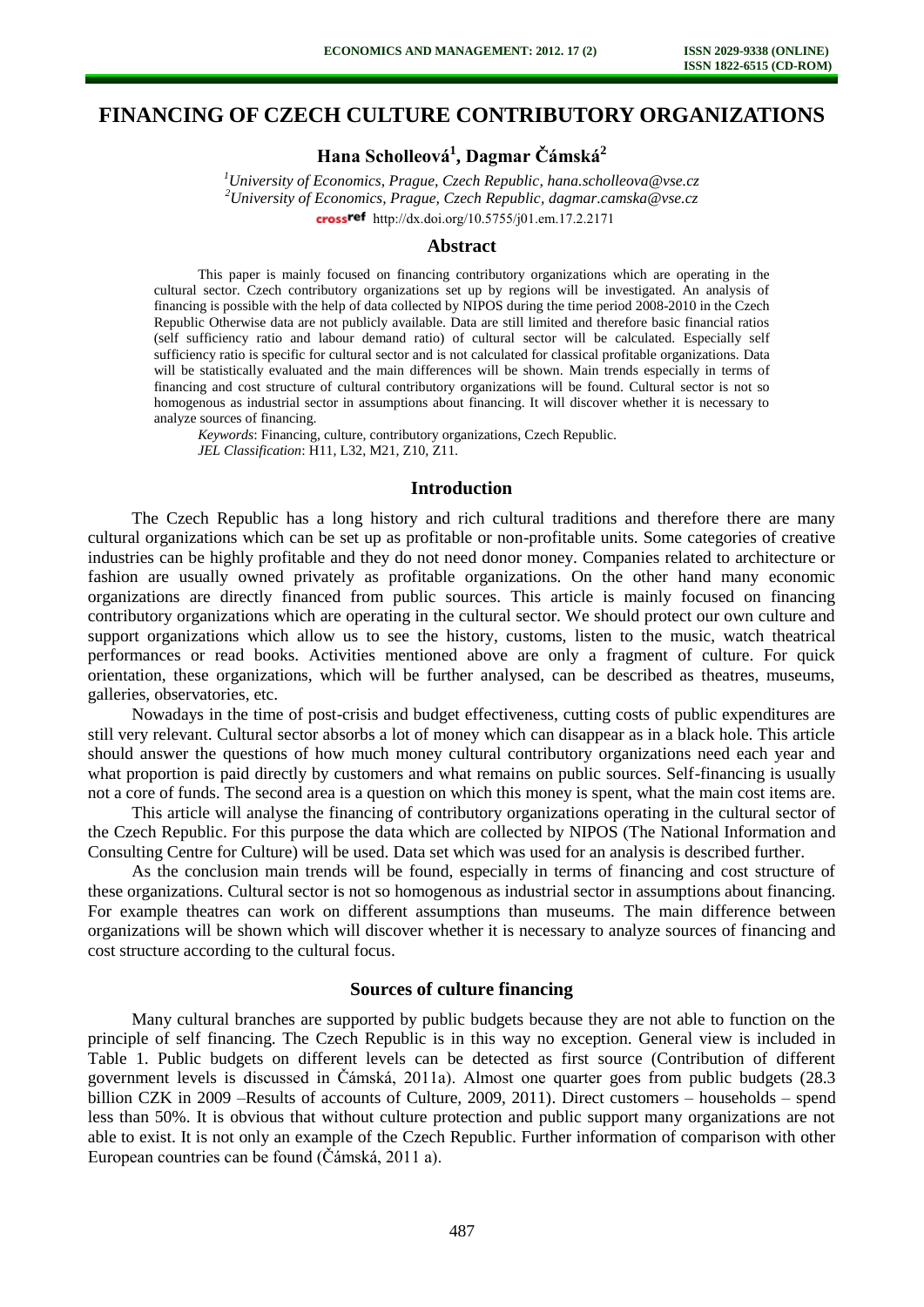# FINANCING OF CZECH CULTURE CONTRIBUTORY ORGANIZATIONS

**Hana Scholleová[1], Dagmar Čámská[2]**

*[1]University of Economics, Prague, Czech Republic, hana.scholleova@vse.cz*
*[2]University of Economics, Prague, Czech Republic, dagmar.camska@vse.cz*
http://dx.doi.org/10.5755/j01.em.17.2.2171

## Abstract

This paper is mainly focused on financing contributory organizations which are operating in the cultural sector. Czech contributory organizations set up by regions will be investigated. An analysis of financing is possible with the help of data collected by NIPOS during the time period 2008-2010 in the Czech Republic Otherwise data are not publicly available. Data are still limited and therefore basic financial ratios (self sufficiency ratio and labour demand ratio) of cultural sector will be calculated. Especially self sufficiency ratio is specific for cultural sector and is not calculated for classical profitable organizations. Data will be statistically evaluated and the main differences will be shown. Main trends especially in terms of financing and cost structure of cultural contributory organizations will be found. Cultural sector is not so homogenous as industrial sector in assumptions about financing. It will discover whether it is necessary to analyze sources of financing.

*Keywords*: Financing, culture, contributory organizations, Czech Republic.
*JEL Classification*: H11, L32, M21, Z10, Z11.

## Introduction

The Czech Republic has a long history and rich cultural traditions and therefore there are many cultural organizations which can be set up as profitable or non-profitable units. Some categories of creative industries can be highly profitable and they do not need donor money. Companies related to architecture or fashion are usually owned privately as profitable organizations. On the other hand many economic organizations are directly financed from public sources. This article is mainly focused on financing contributory organizations which are operating in the cultural sector. We should protect our own culture and support organizations which allow us to see the history, customs, listen to the music, watch theatrical performances or read books. Activities mentioned above are only a fragment of culture. For quick orientation, these organizations, which will be further analysed, can be described as theatres, museums, galleries, observatories, etc.

Nowadays in the time of post-crisis and budget effectiveness, cutting costs of public expenditures are still very relevant. Cultural sector absorbs a lot of money which can disappear as in a black hole. This article should answer the questions of how much money cultural contributory organizations need each year and what proportion is paid directly by customers and what remains on public sources. Self-financing is usually not a core of funds. The second area is a question on which this money is spent, what the main cost items are.

This article will analyse the financing of contributory organizations operating in the cultural sector of the Czech Republic. For this purpose the data which are collected by NIPOS (The National Information and Consulting Centre for Culture) will be used. Data set which was used for an analysis is described further.

As the conclusion main trends will be found, especially in terms of financing and cost structure of these organizations. Cultural sector is not so homogenous as industrial sector in assumptions about financing. For example theatres can work on different assumptions than museums. The main difference between organizations will be shown which will discover whether it is necessary to analyze sources of financing and cost structure according to the cultural focus.

## Sources of culture financing

Many cultural branches are supported by public budgets because they are not able to function on the principle of self financing. The Czech Republic is in this way no exception. General view is included in Table 1. Public budgets on different levels can be detected as first source (Contribution of different government levels is discussed in Čámská, 2011a). Almost one quarter goes from public budgets (28.3 billion CZK in 2009 –Results of accounts of Culture, 2009, 2011). Direct customers – households – spend less than 50%. It is obvious that without culture protection and public support many organizations are not able to exist. It is not only an example of the Czech Republic. Further information of comparison with other European countries can be found (Čámská, 2011 a).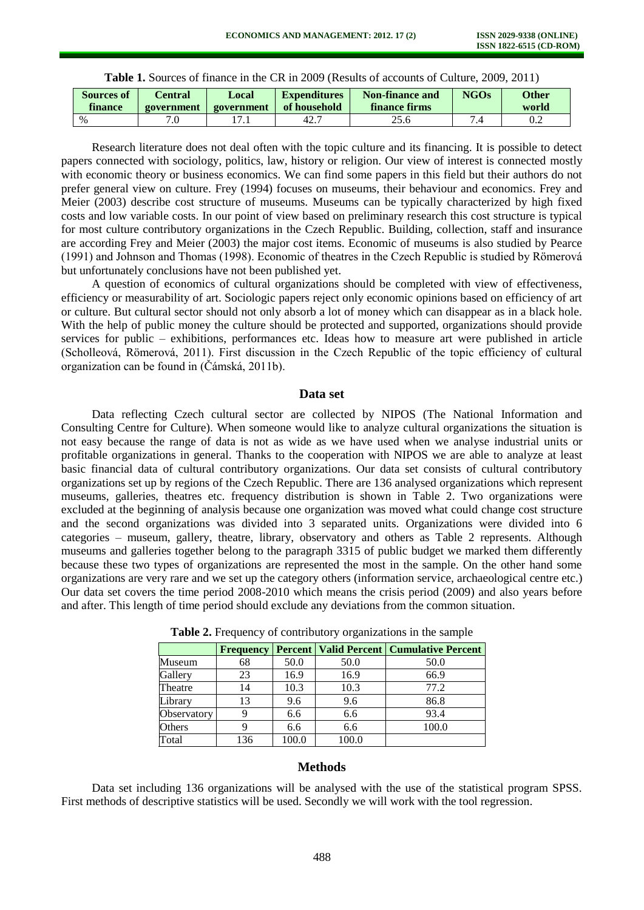**Table 1.** Sources of finance in the CR in 2009 (Results of accounts of Culture, 2009, 2011)

| Sources of finance | Central government | Local government | Expenditures of household | Non-finance and finance firms | NGOs | Other world |
|---|---|---|---|---|---|---|
| % | 7.0 | 17.1 | 42.7 | 25.6 | 7.4 | 0.2 |

Research literature does not deal often with the topic culture and its financing. It is possible to detect papers connected with sociology, politics, law, history or religion. Our view of interest is connected mostly with economic theory or business economics. We can find some papers in this field but their authors do not prefer general view on culture. Frey (1994) focuses on museums, their behaviour and economics. Frey and Meier (2003) describe cost structure of museums. Museums can be typically characterized by high fixed costs and low variable costs. In our point of view based on preliminary research this cost structure is typical for most culture contributory organizations in the Czech Republic. Building, collection, staff and insurance are according Frey and Meier (2003) the major cost items. Economic of museums is also studied by Pearce (1991) and Johnson and Thomas (1998). Economic of theatres in the Czech Republic is studied by Römerová but unfortunately conclusions have not been published yet.

A question of economics of cultural organizations should be completed with view of effectiveness, efficiency or measurability of art. Sociologic papers reject only economic opinions based on efficiency of art or culture. But cultural sector should not only absorb a lot of money which can disappear as in a black hole. With the help of public money the culture should be protected and supported, organizations should provide services for public – exhibitions, performances etc. Ideas how to measure art were published in article (Scholleová, Römerová, 2011). First discussion in the Czech Republic of the topic efficiency of cultural organization can be found in (Čámská, 2011b).

## Data set

Data reflecting Czech cultural sector are collected by NIPOS (The National Information and Consulting Centre for Culture). When someone would like to analyze cultural organizations the situation is not easy because the range of data is not as wide as we have used when we analyse industrial units or profitable organizations in general. Thanks to the cooperation with NIPOS we are able to analyze at least basic financial data of cultural contributory organizations. Our data set consists of cultural contributory organizations set up by regions of the Czech Republic. There are 136 analysed organizations which represent museums, galleries, theatres etc. frequency distribution is shown in Table 2. Two organizations were excluded at the beginning of analysis because one organization was moved what could change cost structure and the second organizations was divided into 3 separated units. Organizations were divided into 6 categories – museum, gallery, theatre, library, observatory and others as Table 2 represents. Although museums and galleries together belong to the paragraph 3315 of public budget we marked them differently because these two types of organizations are represented the most in the sample. On the other hand some organizations are very rare and we set up the category others (information service, archaeological centre etc.) Our data set covers the time period 2008-2010 which means the crisis period (2009) and also years before and after. This length of time period should exclude any deviations from the common situation.

**Table 2.** Frequency of contributory organizations in the sample

| | Frequency | Percent | Valid Percent | Cumulative Percent |
|---|---|---|---|---|
| Museum | 68 | 50.0 | 50.0 | 50.0 |
| Gallery | 23 | 16.9 | 16.9 | 66.9 |
| Theatre | 14 | 10.3 | 10.3 | 77.2 |
| Library | 13 | 9.6 | 9.6 | 86.8 |
| Observatory | 9 | 6.6 | 6.6 | 93.4 |
| Others | 9 | 6.6 | 6.6 | 100.0 |
| Total | 136 | 100.0 | 100.0 | |

## Methods

Data set including 136 organizations will be analysed with the use of the statistical program SPSS. First methods of descriptive statistics will be used. Secondly we will work with the tool regression.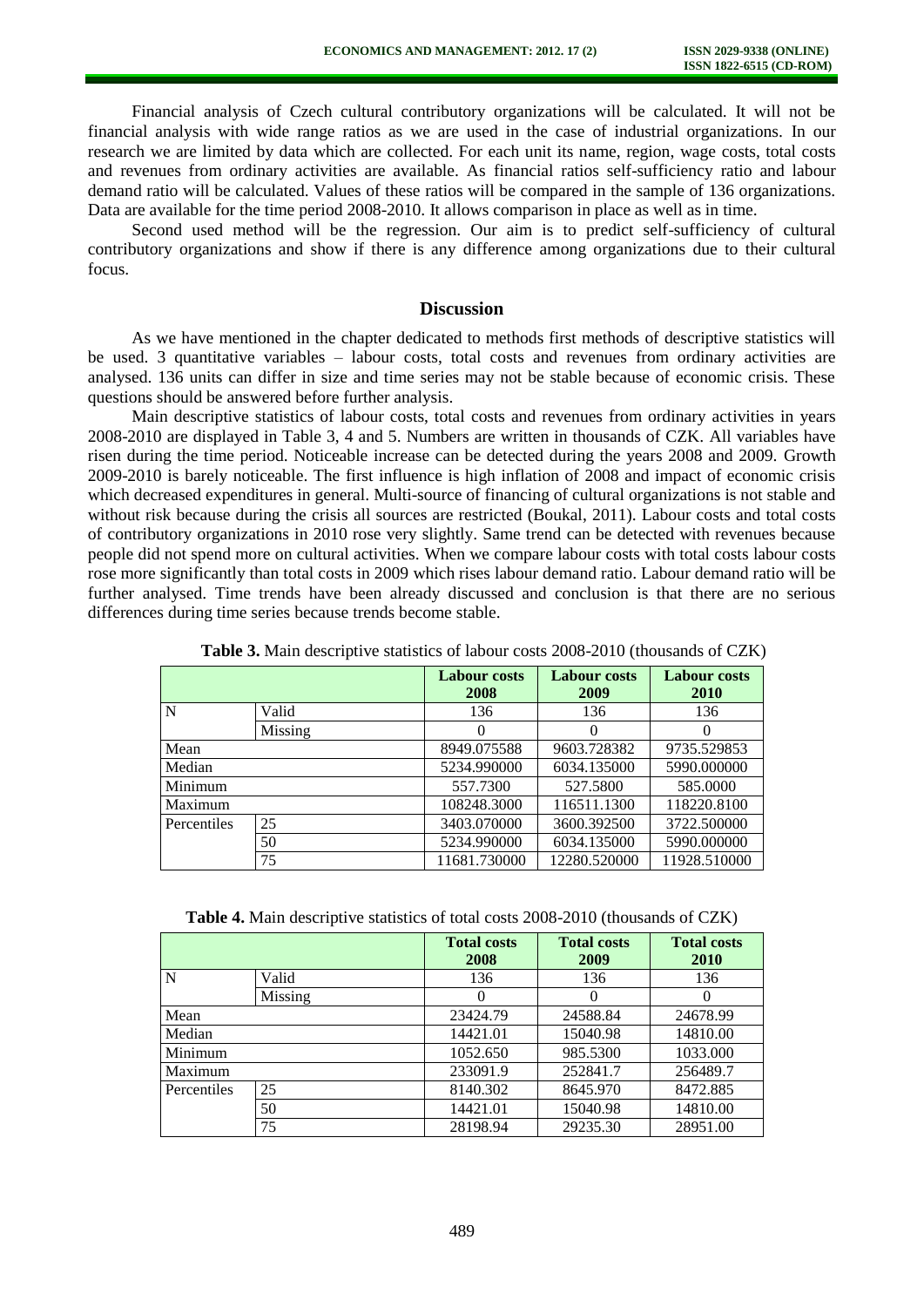Financial analysis of Czech cultural contributory organizations will be calculated. It will not be financial analysis with wide range ratios as we are used in the case of industrial organizations. In our research we are limited by data which are collected. For each unit its name, region, wage costs, total costs and revenues from ordinary activities are available. As financial ratios self-sufficiency ratio and labour demand ratio will be calculated. Values of these ratios will be compared in the sample of 136 organizations. Data are available for the time period 2008-2010. It allows comparison in place as well as in time.

Second used method will be the regression. Our aim is to predict self-sufficiency of cultural contributory organizations and show if there is any difference among organizations due to their cultural focus.

## Discussion

As we have mentioned in the chapter dedicated to methods first methods of descriptive statistics will be used. 3 quantitative variables – labour costs, total costs and revenues from ordinary activities are analysed. 136 units can differ in size and time series may not be stable because of economic crisis. These questions should be answered before further analysis.

Main descriptive statistics of labour costs, total costs and revenues from ordinary activities in years 2008-2010 are displayed in Table 3, 4 and 5. Numbers are written in thousands of CZK. All variables have risen during the time period. Noticeable increase can be detected during the years 2008 and 2009. Growth 2009-2010 is barely noticeable. The first influence is high inflation of 2008 and impact of economic crisis which decreased expenditures in general. Multi-source of financing of cultural organizations is not stable and without risk because during the crisis all sources are restricted (Boukal, 2011). Labour costs and total costs of contributory organizations in 2010 rose very slightly. Same trend can be detected with revenues because people did not spend more on cultural activities. When we compare labour costs with total costs labour costs rose more significantly than total costs in 2009 which rises labour demand ratio. Labour demand ratio will be further analysed. Time trends have been already discussed and conclusion is that there are no serious differences during time series because trends become stable.

**Table 3.** Main descriptive statistics of labour costs 2008-2010 (thousands of CZK)

| | | Labour costs 2008 | Labour costs 2009 | Labour costs 2010 |
|---|---|---|---|---|
| N | Valid | 136 | 136 | 136 |
| | Missing | 0 | 0 | 0 |
| Mean | | 8949.075588 | 9603.728382 | 9735.529853 |
| Median | | 5234.990000 | 6034.135000 | 5990.000000 |
| Minimum | | 557.7300 | 527.5800 | 585.0000 |
| Maximum | | 108248.3000 | 116511.1300 | 118220.8100 |
| Percentiles | 25 | 3403.070000 | 3600.392500 | 3722.500000 |
| | 50 | 5234.990000 | 6034.135000 | 5990.000000 |
| | 75 | 11681.730000 | 12280.520000 | 11928.510000 |

**Table 4.** Main descriptive statistics of total costs 2008-2010 (thousands of CZK)

| | | Total costs 2008 | Total costs 2009 | Total costs 2010 |
|---|---|---|---|---|
| N | Valid | 136 | 136 | 136 |
| | Missing | 0 | 0 | 0 |
| Mean | | 23424.79 | 24588.84 | 24678.99 |
| Median | | 14421.01 | 15040.98 | 14810.00 |
| Minimum | | 1052.650 | 985.5300 | 1033.000 |
| Maximum | | 233091.9 | 252841.7 | 256489.7 |
| Percentiles | 25 | 8140.302 | 8645.970 | 8472.885 |
| | 50 | 14421.01 | 15040.98 | 14810.00 |
| | 75 | 28198.94 | 29235.30 | 28951.00 |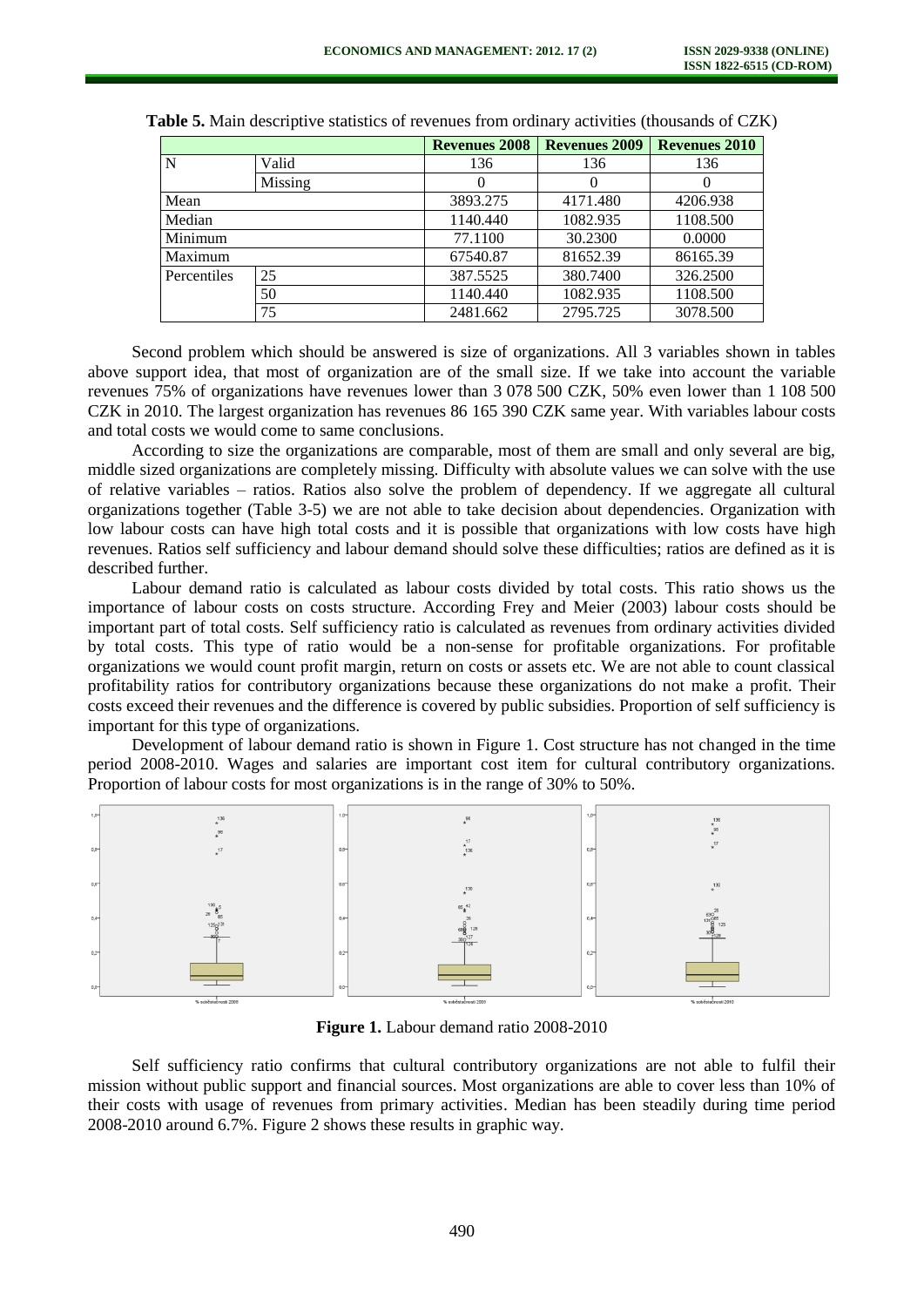**Table 5.** Main descriptive statistics of revenues from ordinary activities (thousands of CZK)

| | | Revenues 2008 | Revenues 2009 | Revenues 2010 |
|---|---|---|---|---|
| N | Valid | 136 | 136 | 136 |
| | Missing | 0 | 0 | 0 |
| Mean | | 3893.275 | 4171.480 | 4206.938 |
| Median | | 1140.440 | 1082.935 | 1108.500 |
| Minimum | | 77.1100 | 30.2300 | 0.0000 |
| Maximum | | 67540.87 | 81652.39 | 86165.39 |
| Percentiles | 25 | 387.5525 | 380.7400 | 326.2500 |
| | 50 | 1140.440 | 1082.935 | 1108.500 |
| | 75 | 2481.662 | 2795.725 | 3078.500 |

Second problem which should be answered is size of organizations. All 3 variables shown in tables above support idea, that most of organization are of the small size. If we take into account the variable revenues 75% of organizations have revenues lower than 3 078 500 CZK, 50% even lower than 1 108 500 CZK in 2010. The largest organization has revenues 86 165 390 CZK same year. With variables labour costs and total costs we would come to same conclusions.

According to size the organizations are comparable, most of them are small and only several are big, middle sized organizations are completely missing. Difficulty with absolute values we can solve with the use of relative variables – ratios. Ratios also solve the problem of dependency. If we aggregate all cultural organizations together (Table 3-5) we are not able to take decision about dependencies. Organization with low labour costs can have high total costs and it is possible that organizations with low costs have high revenues. Ratios self sufficiency and labour demand should solve these difficulties; ratios are defined as it is described further.

Labour demand ratio is calculated as labour costs divided by total costs. This ratio shows us the importance of labour costs on costs structure. According Frey and Meier (2003) labour costs should be important part of total costs. Self sufficiency ratio is calculated as revenues from ordinary activities divided by total costs. This type of ratio would be a non-sense for profitable organizations. For profitable organizations we would count profit margin, return on costs or assets etc. We are not able to count classical profitability ratios for contributory organizations because these organizations do not make a profit. Their costs exceed their revenues and the difference is covered by public subsidies. Proportion of self sufficiency is important for this type of organizations.

Development of labour demand ratio is shown in Figure 1. Cost structure has not changed in the time period 2008-2010. Wages and salaries are important cost item for cultural contributory organizations. Proportion of labour costs for most organizations is in the range of 30% to 50%.

**Figure 1.** Labour demand ratio 2008-2010

Self sufficiency ratio confirms that cultural contributory organizations are not able to fulfil their mission without public support and financial sources. Most organizations are able to cover less than 10% of their costs with usage of revenues from primary activities. Median has been steadily during time period 2008-2010 around 6.7%. Figure 2 shows these results in graphic way.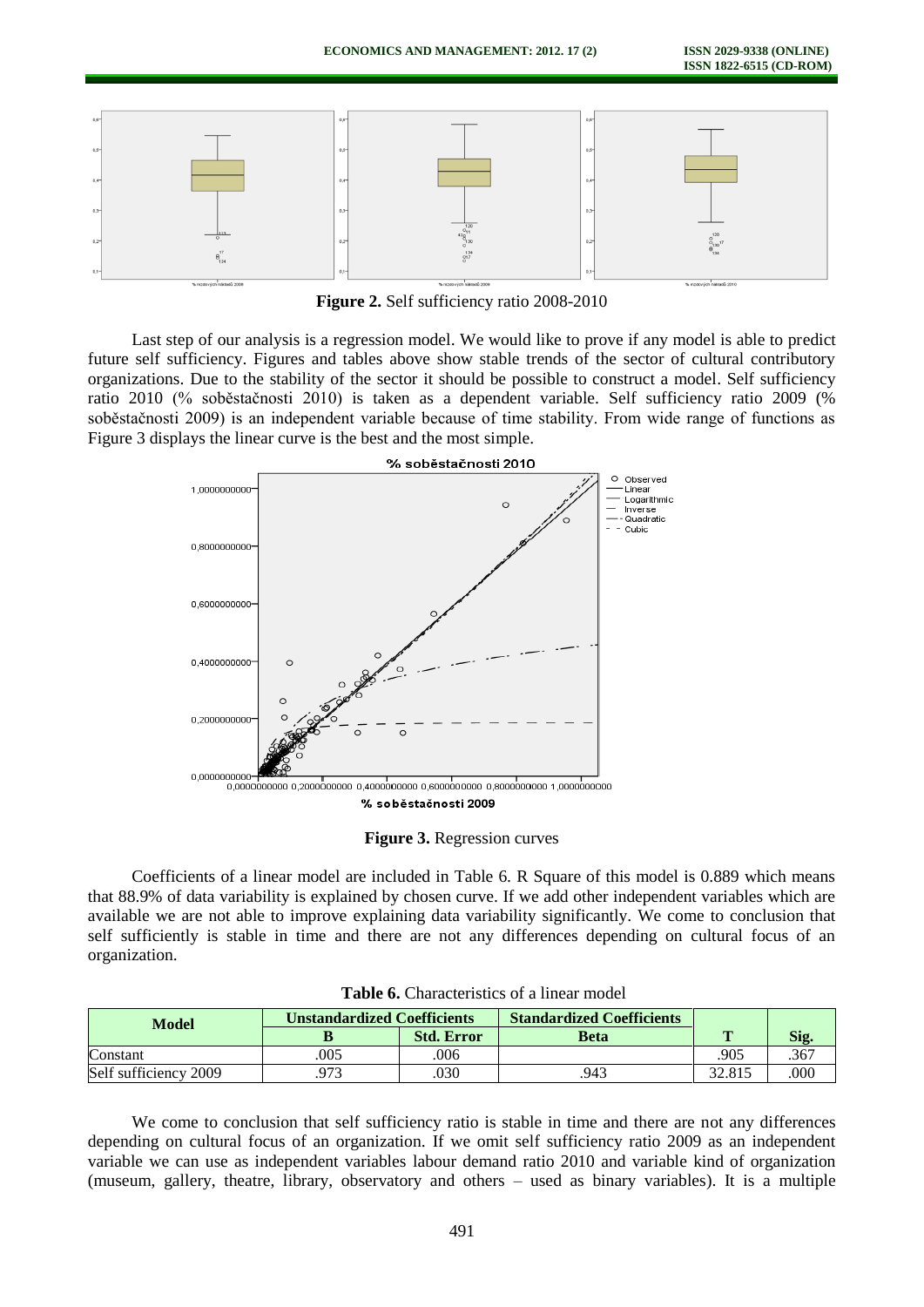**Figure 2.** Self sufficiency ratio 2008-2010

Last step of our analysis is a regression model. We would like to prove if any model is able to predict future self sufficiency. Figures and tables above show stable trends of the sector of cultural contributory organizations. Due to the stability of the sector it should be possible to construct a model. Self sufficiency ratio 2010 (% soběstačnosti 2010) is taken as a dependent variable. Self sufficiency ratio 2009 (% soběstačnosti 2009) is an independent variable because of time stability. From wide range of functions as Figure 3 displays the linear curve is the best and the most simple.

**Figure 3.** Regression curves

Coefficients of a linear model are included in Table 6. R Square of this model is 0.889 which means that 88.9% of data variability is explained by chosen curve. If we add other independent variables which are available we are not able to improve explaining data variability significantly. We come to conclusion that self sufficiently is stable in time and there are not any differences depending on cultural focus of an organization.

**Table 6.** Characteristics of a linear model

| Model | Unstandardized Coefficients | | Standardized Coefficients | | |
|---|---|---|---|---|---|
| | B | Std. Error | Beta | T | Sig. |
| Constant | .005 | .006 | | .905 | .367 |
| Self sufficiency 2009 | .973 | .030 | .943 | 32.815 | .000 |

We come to conclusion that self sufficiency ratio is stable in time and there are not any differences depending on cultural focus of an organization. If we omit self sufficiency ratio 2009 as an independent variable we can use as independent variables labour demand ratio 2010 and variable kind of organization (museum, gallery, theatre, library, observatory and others – used as binary variables). It is a multiple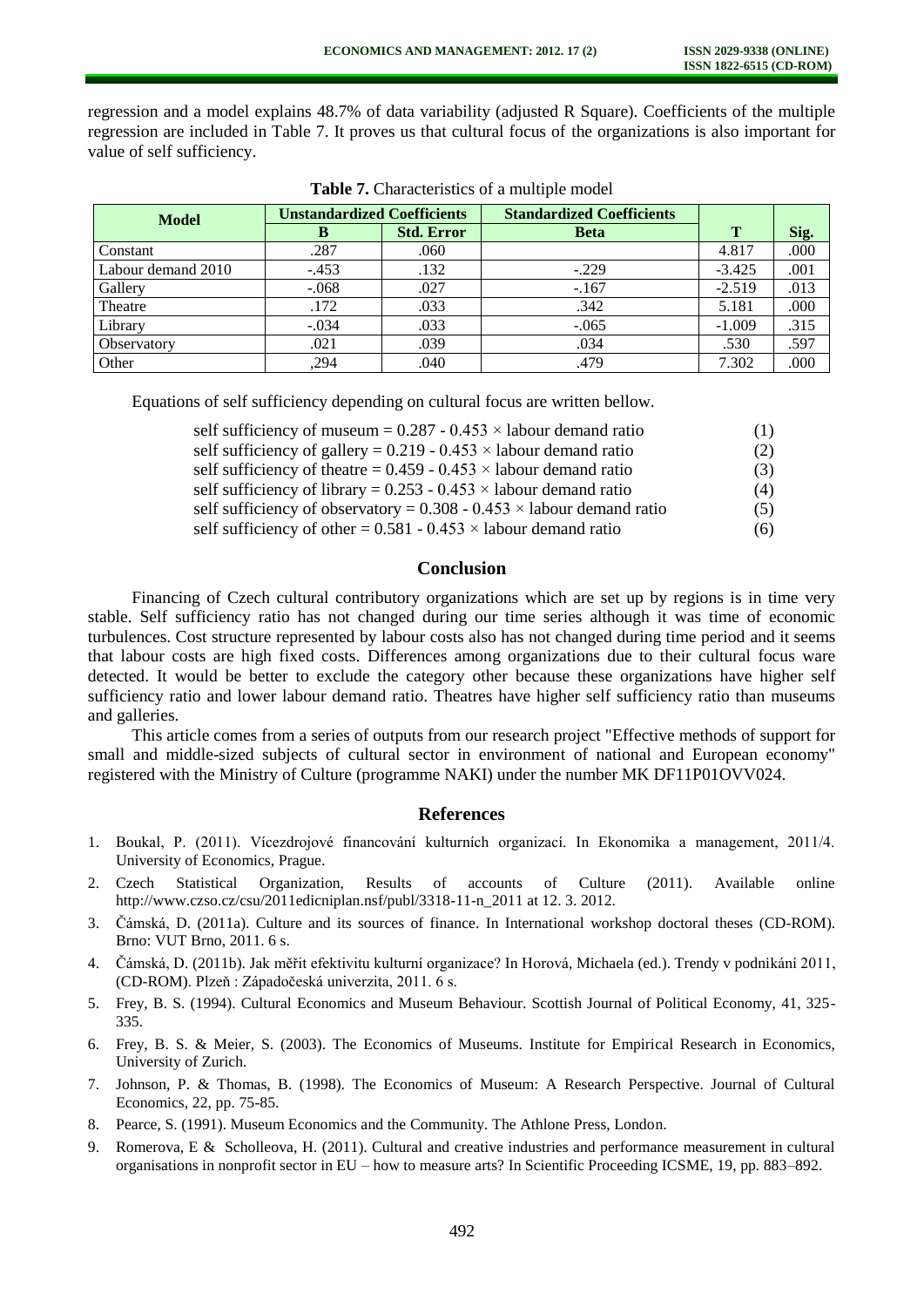regression and a model explains 48.7% of data variability (adjusted R Square). Coefficients of the multiple regression are included in Table 7. It proves us that cultural focus of the organizations is also important for value of self sufficiency.

**Table 7.** Characteristics of a multiple model

| Model | Unstandardized Coefficients | | Standardized Coefficients | | |
|---|---|---|---|---|---|
| | B | Std. Error | Beta | T | Sig. |
| Constant | .287 | .060 | | 4.817 | .000 |
| Labour demand 2010 | -.453 | .132 | -.229 | -3.425 | .001 |
| Gallery | -.068 | .027 | -.167 | -2.519 | .013 |
| Theatre | .172 | .033 | .342 | 5.181 | .000 |
| Library | -.034 | .033 | -.065 | -1.009 | .315 |
| Observatory | .021 | .039 | .034 | .530 | .597 |
| Other | ,294 | .040 | .479 | 7.302 | .000 |

Equations of self sufficiency depending on cultural focus are written bellow.

$$\text{self sufficiency of museum} = 0.287 - 0.453 \times \text{labour demand ratio} \quad (1)$$

$$\text{self sufficiency of gallery} = 0.219 - 0.453 \times \text{labour demand ratio} \quad (2)$$

$$\text{self sufficiency of theatre} = 0.459 - 0.453 \times \text{labour demand ratio} \quad (3)$$

$$\text{self sufficiency of library} = 0.253 - 0.453 \times \text{labour demand ratio} \quad (4)$$

$$\text{self sufficiency of observatory} = 0.308 - 0.453 \times \text{labour demand ratio} \quad (5)$$

$$\text{self sufficiency of other} = 0.581 - 0.453 \times \text{labour demand ratio} \quad (6)$$

## Conclusion

Financing of Czech cultural contributory organizations which are set up by regions is in time very stable. Self sufficiency ratio has not changed during our time series although it was time of economic turbulences. Cost structure represented by labour costs also has not changed during time period and it seems that labour costs are high fixed costs. Differences among organizations due to their cultural focus ware detected. It would be better to exclude the category other because these organizations have higher self sufficiency ratio and lower labour demand ratio. Theatres have higher self sufficiency ratio than museums and galleries.

This article comes from a series of outputs from our research project "Effective methods of support for small and middle-sized subjects of cultural sector in environment of national and European economy" registered with the Ministry of Culture (programme NAKI) under the number MK DF11P01OVV024.

## References

1. Boukal, P. (2011). Vícezdrojové financování kulturních organizací. In Ekonomika a management, 2011/4. University of Economics, Prague.
2. Czech Statistical Organization, Results of accounts of Culture (2011). Available online http://www.czso.cz/csu/2011edicniplan.nsf/publ/3318-11-n_2011 at 12. 3. 2012.
3. Čámská, D. (2011a). Culture and its sources of finance. In International workshop doctoral theses (CD-ROM). Brno: VUT Brno, 2011. 6 s.
4. Čámská, D. (2011b). Jak měřit efektivitu kulturní organizace? In Horová, Michaela (ed.). Trendy v podnikání 2011, (CD-ROM). Plzeň : Západočeská univerzita, 2011. 6 s.
5. Frey, B. S. (1994). Cultural Economics and Museum Behaviour. Scottish Journal of Political Economy, 41, 325-335.
6. Frey, B. S. & Meier, S. (2003). The Economics of Museums. Institute for Empirical Research in Economics, University of Zurich.
7. Johnson, P. & Thomas, B. (1998). The Economics of Museum: A Research Perspective. Journal of Cultural Economics, 22, pp. 75-85.
8. Pearce, S. (1991). Museum Economics and the Community. The Athlone Press, London.
9. Romerova, E & Scholleova, H. (2011). Cultural and creative industries and performance measurement in cultural organisations in nonprofit sector in EU – how to measure arts? In Scientific Proceeding ICSME, 19, pp. 883–892.